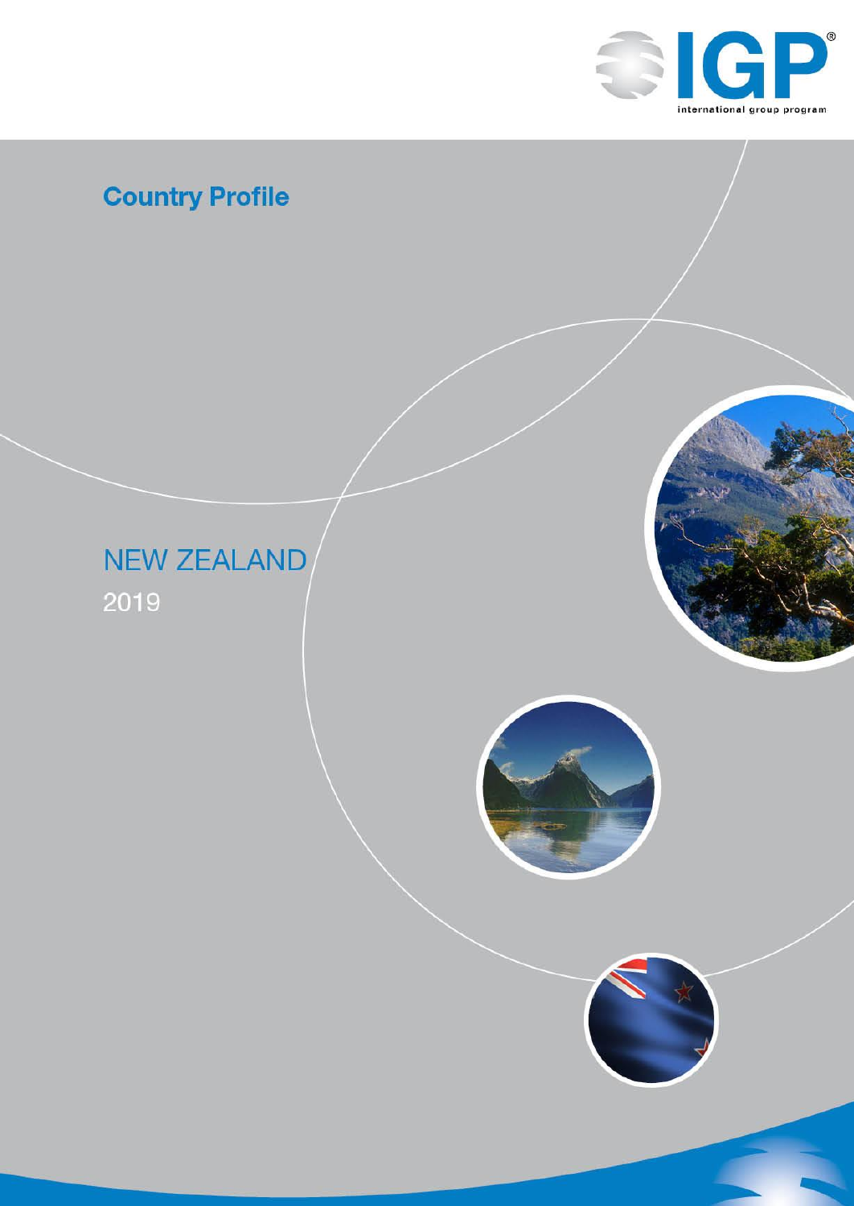IGP

international group program

# Country Profile

## NEW ZEALAND

2019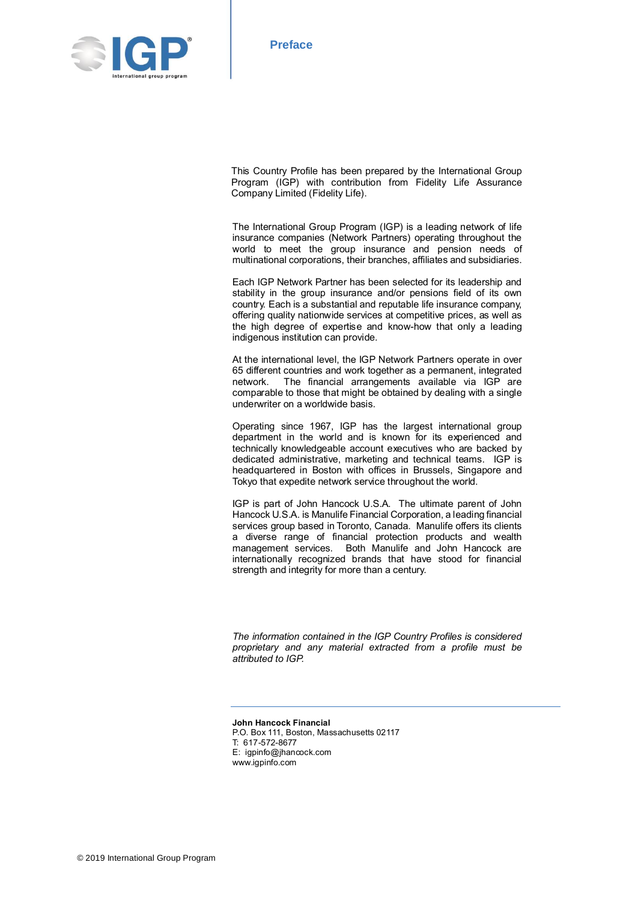# Preface

This Country Profile has been prepared by the International Group Program (IGP) with contribution from Fidelity Life Assurance Company Limited (Fidelity Life).

The International Group Program (IGP) is a leading network of life insurance companies (Network Partners) operating throughout the world to meet the group insurance and pension needs of multinational corporations, their branches, affiliates and subsidiaries.

Each IGP Network Partner has been selected for its leadership and stability in the group insurance and/or pensions field of its own country. Each is a substantial and reputable life insurance company, offering quality nationwide services at competitive prices, as well as the high degree of expertise and know-how that only a leading indigenous institution can provide.

At the international level, the IGP Network Partners operate in over 65 different countries and work together as a permanent, integrated network. The financial arrangements available via IGP are comparable to those that might be obtained by dealing with a single underwriter on a worldwide basis.

Operating since 1967, IGP has the largest international group department in the world and is known for its experienced and technically knowledgeable account executives who are backed by dedicated administrative, marketing and technical teams. IGP is headquartered in Boston with offices in Brussels, Singapore and Tokyo that expedite network service throughout the world.

IGP is part of John Hancock U.S.A. The ultimate parent of John Hancock U.S.A. is Manulife Financial Corporation, a leading financial services group based in Toronto, Canada. Manulife offers its clients a diverse range of financial protection products and wealth management services. Both Manulife and John Hancock are internationally recognized brands that have stood for financial strength and integrity for more than a century.

*The information contained in the IGP Country Profiles is considered proprietary and any material extracted from a profile must be attributed to IGP.*

---

**John Hancock Financial**
P.O. Box 111, Boston, Massachusetts 02117
T: 617-572-8677
E: igpinfo@jhancock.com
www.igpinfo.com

© 2019 International Group Program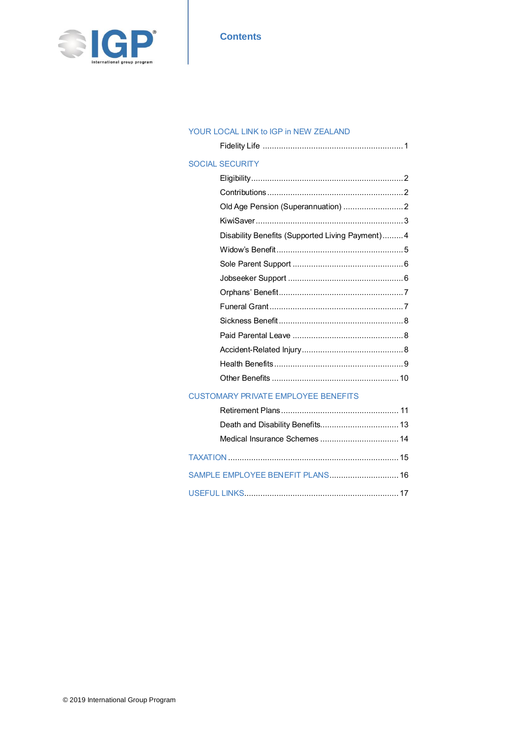# Contents

## YOUR LOCAL LINK to IGP in NEW ZEALAND

Fidelity Life ............................................................. 1

## SOCIAL SECURITY

Eligibility................................................................. 2

Contributions ........................................................... 2

Old Age Pension (Superannuation) .......................... 2

KiwiSaver ................................................................ 3

Disability Benefits (Supported Living Payment) ......... 4

Widow's Benefit ........................................................ 5

Sole Parent Support ................................................. 6

Jobseeker Support ................................................... 6

Orphans' Benefit ....................................................... 7

Funeral Grant ........................................................... 7

Sickness Benefit ....................................................... 8

Paid Parental Leave .................................................. 8

Accident-Related Injury ............................................. 8

Health Benefits ......................................................... 9

Other Benefits ......................................................... 10

## CUSTOMARY PRIVATE EMPLOYEE BENEFITS

Retirement Plans .................................................... 11

Death and Disability Benefits................................... 13

Medical Insurance Schemes ................................... 14

## TAXATION .......................................................................... 15

## SAMPLE EMPLOYEE BENEFIT PLANS ............................... 16

## USEFUL LINKS .................................................................... 17

© 2019 International Group Program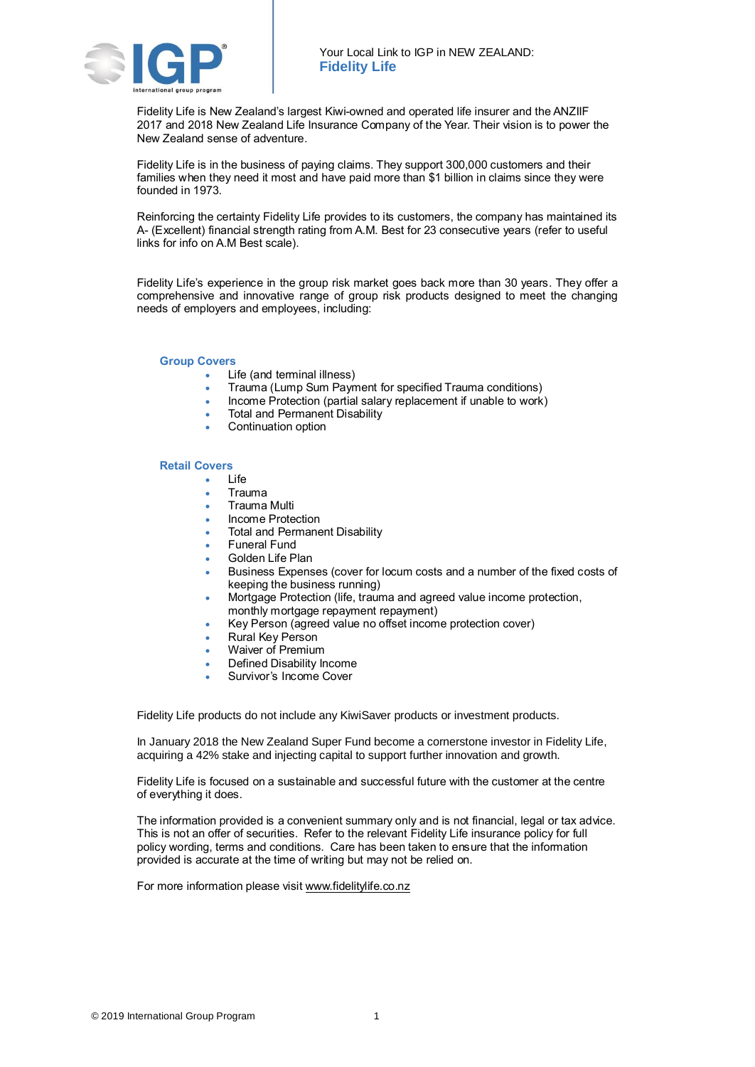Your Local Link to IGP in NEW ZEALAND:
**Fidelity Life**

Fidelity Life is New Zealand's largest Kiwi-owned and operated life insurer and the ANZIIF 2017 and 2018 New Zealand Life Insurance Company of the Year. Their vision is to power the New Zealand sense of adventure.

Fidelity Life is in the business of paying claims. They support 300,000 customers and their families when they need it most and have paid more than $1 billion in claims since they were founded in 1973.

Reinforcing the certainty Fidelity Life provides to its customers, the company has maintained its A- (Excellent) financial strength rating from A.M. Best for 23 consecutive years (refer to useful links for info on A.M Best scale).

Fidelity Life's experience in the group risk market goes back more than 30 years. They offer a comprehensive and innovative range of group risk products designed to meet the changing needs of employers and employees, including:

### Group Covers

- Life (and terminal illness)
- Trauma (Lump Sum Payment for specified Trauma conditions)
- Income Protection (partial salary replacement if unable to work)
- Total and Permanent Disability
- Continuation option

### Retail Covers

- Life
- Trauma
- Trauma Multi
- Income Protection
- Total and Permanent Disability
- Funeral Fund
- Golden Life Plan
- Business Expenses (cover for locum costs and a number of the fixed costs of keeping the business running)
- Mortgage Protection (life, trauma and agreed value income protection, monthly mortgage repayment repayment)
- Key Person (agreed value no offset income protection cover)
- Rural Key Person
- Waiver of Premium
- Defined Disability Income
- Survivor's Income Cover

Fidelity Life products do not include any KiwiSaver products or investment products.

In January 2018 the New Zealand Super Fund become a cornerstone investor in Fidelity Life, acquiring a 42% stake and injecting capital to support further innovation and growth.

Fidelity Life is focused on a sustainable and successful future with the customer at the centre of everything it does.

The information provided is a convenient summary only and is not financial, legal or tax advice. This is not an offer of securities. Refer to the relevant Fidelity Life insurance policy for full policy wording, terms and conditions. Care has been taken to ensure that the information provided is accurate at the time of writing but may not be relied on.

For more information please visit www.fidelitylife.co.nz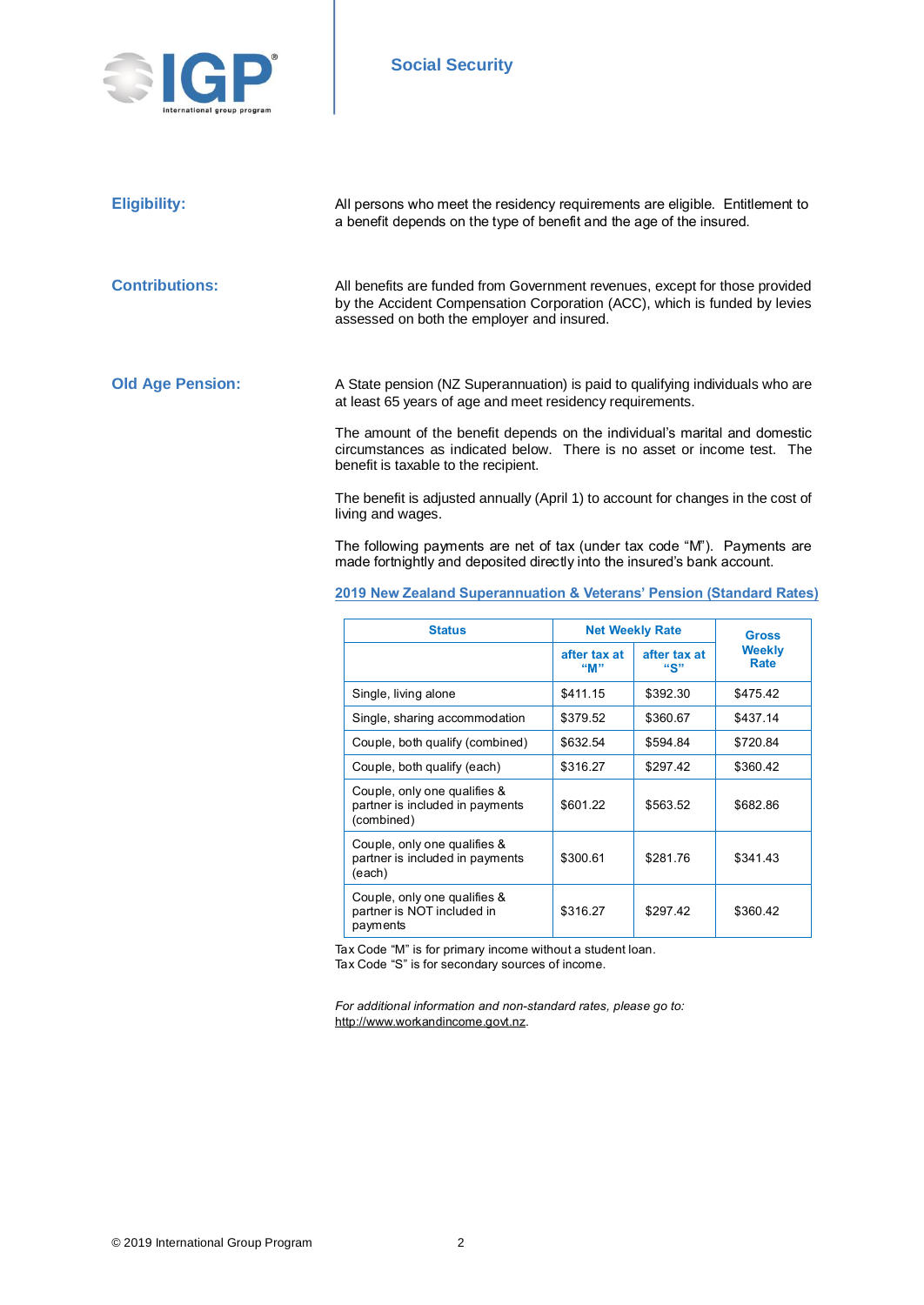## Social Security

### Eligibility:

All persons who meet the residency requirements are eligible. Entitlement to a benefit depends on the type of benefit and the age of the insured.

### Contributions:

All benefits are funded from Government revenues, except for those provided by the Accident Compensation Corporation (ACC), which is funded by levies assessed on both the employer and insured.

### Old Age Pension:

A State pension (NZ Superannuation) is paid to qualifying individuals who are at least 65 years of age and meet residency requirements.

The amount of the benefit depends on the individual's marital and domestic circumstances as indicated below. There is no asset or income test. The benefit is taxable to the recipient.

The benefit is adjusted annually (April 1) to account for changes in the cost of living and wages.

The following payments are net of tax (under tax code "M"). Payments are made fortnightly and deposited directly into the insured's bank account.

**2019 New Zealand Superannuation & Veterans' Pension (Standard Rates)**

| Status | Net Weekly Rate | | Gross Weekly Rate |
|---|---|---|---|
| | after tax at "M" | after tax at "S" | |
| Single, living alone | $411.15 | $392.30 | $475.42 |
| Single, sharing accommodation | $379.52 | $360.67 | $437.14 |
| Couple, both qualify (combined) | $632.54 | $594.84 | $720.84 |
| Couple, both qualify (each) | $316.27 | $297.42 | $360.42 |
| Couple, only one qualifies & partner is included in payments (combined) | $601.22 | $563.52 | $682.86 |
| Couple, only one qualifies & partner is included in payments (each) | $300.61 | $281.76 | $341.43 |
| Couple, only one qualifies & partner is NOT included in payments | $316.27 | $297.42 | $360.42 |

Tax Code "M" is for primary income without a student loan.
Tax Code "S" is for secondary sources of income.

*For additional information and non-standard rates, please go to:*
http://www.workandincome.govt.nz.

© 2019 International Group Program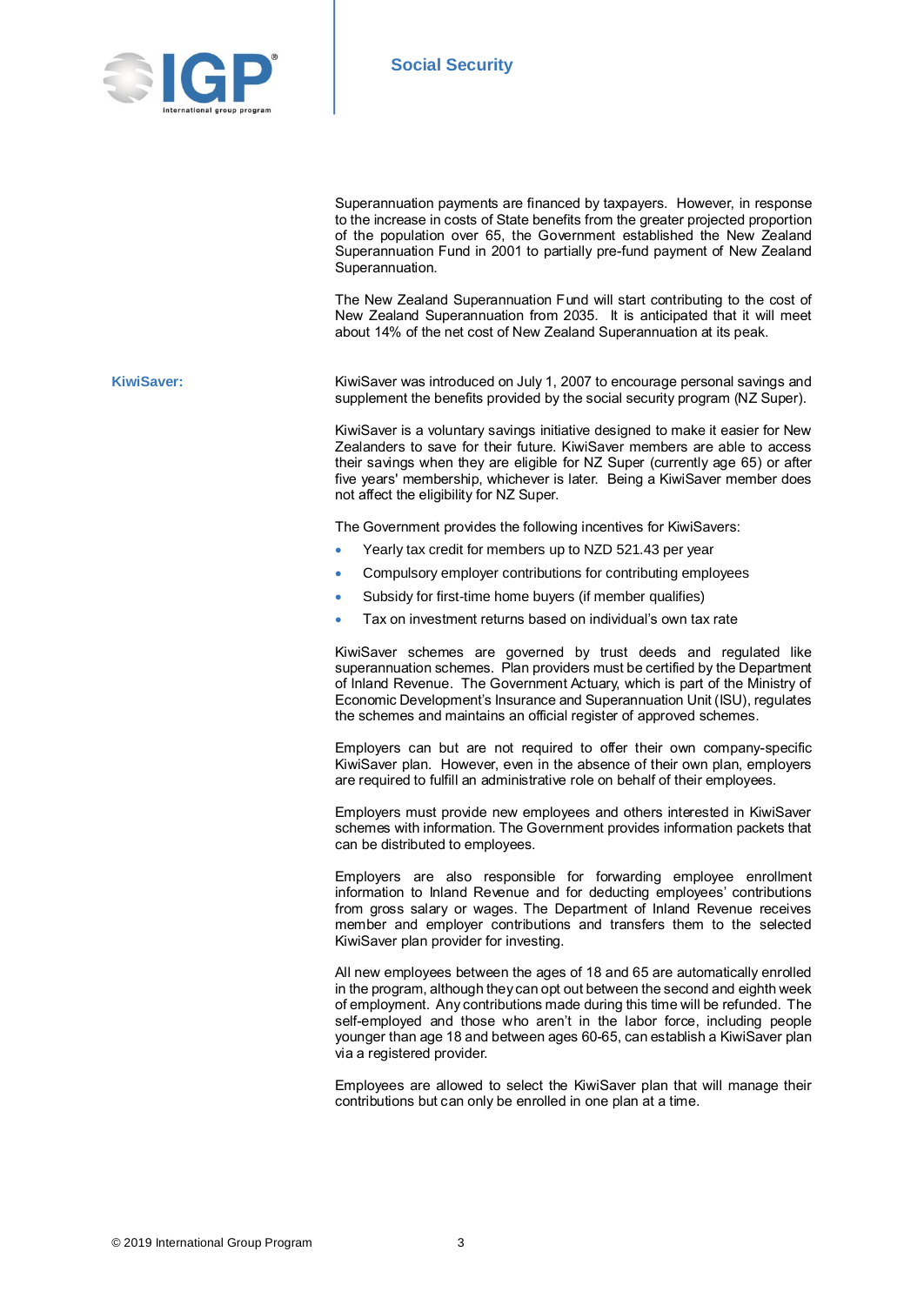Superannuation payments are financed by taxpayers. However, in response to the increase in costs of State benefits from the greater projected proportion of the population over 65, the Government established the New Zealand Superannuation Fund in 2001 to partially pre-fund payment of New Zealand Superannuation.

The New Zealand Superannuation Fund will start contributing to the cost of New Zealand Superannuation from 2035. It is anticipated that it will meet about 14% of the net cost of New Zealand Superannuation at its peak.

## KiwiSaver:

KiwiSaver was introduced on July 1, 2007 to encourage personal savings and supplement the benefits provided by the social security program (NZ Super).

KiwiSaver is a voluntary savings initiative designed to make it easier for New Zealanders to save for their future. KiwiSaver members are able to access their savings when they are eligible for NZ Super (currently age 65) or after five years' membership, whichever is later. Being a KiwiSaver member does not affect the eligibility for NZ Super.

The Government provides the following incentives for KiwiSavers:

- Yearly tax credit for members up to NZD 521.43 per year
- Compulsory employer contributions for contributing employees
- Subsidy for first-time home buyers (if member qualifies)
- Tax on investment returns based on individual's own tax rate

KiwiSaver schemes are governed by trust deeds and regulated like superannuation schemes. Plan providers must be certified by the Department of Inland Revenue. The Government Actuary, which is part of the Ministry of Economic Development's Insurance and Superannuation Unit (ISU), regulates the schemes and maintains an official register of approved schemes.

Employers can but are not required to offer their own company-specific KiwiSaver plan. However, even in the absence of their own plan, employers are required to fulfill an administrative role on behalf of their employees.

Employers must provide new employees and others interested in KiwiSaver schemes with information. The Government provides information packets that can be distributed to employees.

Employers are also responsible for forwarding employee enrollment information to Inland Revenue and for deducting employees' contributions from gross salary or wages. The Department of Inland Revenue receives member and employer contributions and transfers them to the selected KiwiSaver plan provider for investing.

All new employees between the ages of 18 and 65 are automatically enrolled in the program, although they can opt out between the second and eighth week of employment. Any contributions made during this time will be refunded. The self-employed and those who aren't in the labor force, including people younger than age 18 and between ages 60-65, can establish a KiwiSaver plan via a registered provider.

Employees are allowed to select the KiwiSaver plan that will manage their contributions but can only be enrolled in one plan at a time.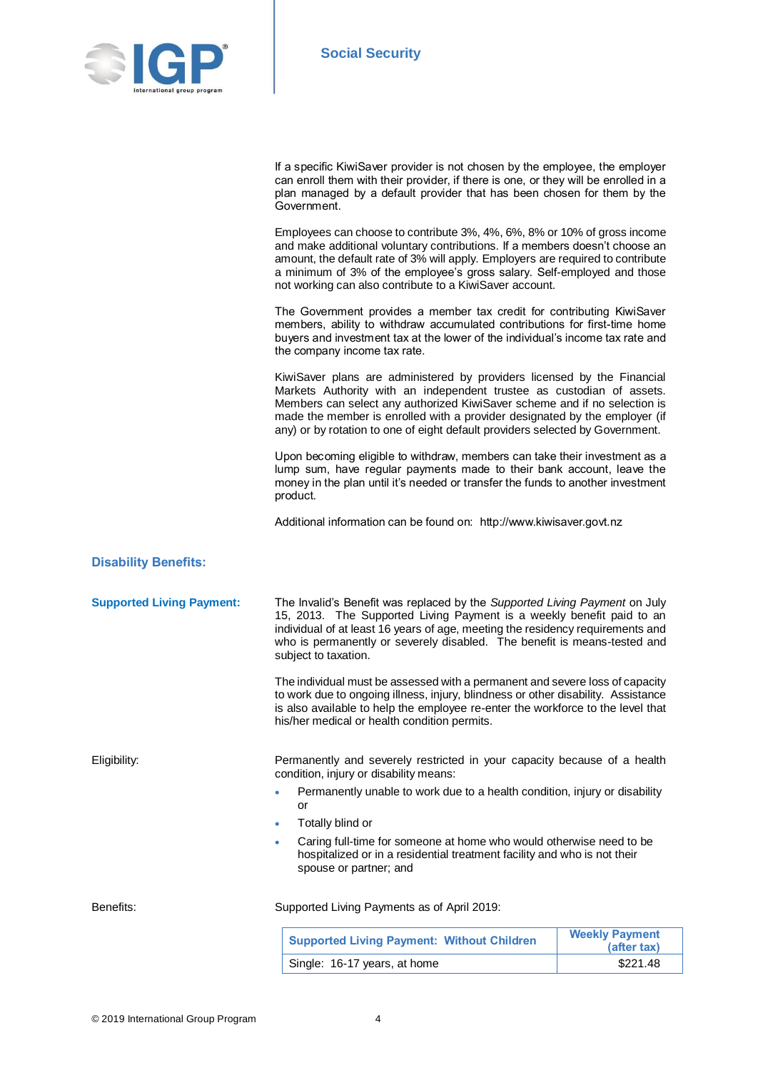If a specific KiwiSaver provider is not chosen by the employee, the employer can enroll them with their provider, if there is one, or they will be enrolled in a plan managed by a default provider that has been chosen for them by the Government.

Employees can choose to contribute 3%, 4%, 6%, 8% or 10% of gross income and make additional voluntary contributions. If a members doesn't choose an amount, the default rate of 3% will apply. Employers are required to contribute a minimum of 3% of the employee's gross salary. Self-employed and those not working can also contribute to a KiwiSaver account.

The Government provides a member tax credit for contributing KiwiSaver members, ability to withdraw accumulated contributions for first-time home buyers and investment tax at the lower of the individual's income tax rate and the company income tax rate.

KiwiSaver plans are administered by providers licensed by the Financial Markets Authority with an independent trustee as custodian of assets. Members can select any authorized KiwiSaver scheme and if no selection is made the member is enrolled with a provider designated by the employer (if any) or by rotation to one of eight default providers selected by Government.

Upon becoming eligible to withdraw, members can take their investment as a lump sum, have regular payments made to their bank account, leave the money in the plan until it's needed or transfer the funds to another investment product.

Additional information can be found on: http://www.kiwisaver.govt.nz

## Disability Benefits:

### Supported Living Payment:

The Invalid's Benefit was replaced by the *Supported Living Payment* on July 15, 2013. The Supported Living Payment is a weekly benefit paid to an individual of at least 16 years of age, meeting the residency requirements and who is permanently or severely disabled. The benefit is means-tested and subject to taxation.

The individual must be assessed with a permanent and severe loss of capacity to work due to ongoing illness, injury, blindness or other disability. Assistance is also available to help the employee re-enter the workforce to the level that his/her medical or health condition permits.

Eligibility:

Permanently and severely restricted in your capacity because of a health condition, injury or disability means:

- Permanently unable to work due to a health condition, injury or disability or
- Totally blind or
- Caring full-time for someone at home who would otherwise need to be hospitalized or in a residential treatment facility and who is not their spouse or partner; and

Benefits:

Supported Living Payments as of April 2019:

| Supported Living Payment: Without Children | Weekly Payment (after tax) |
|---|---|
| Single: 16-17 years, at home | $221.48 |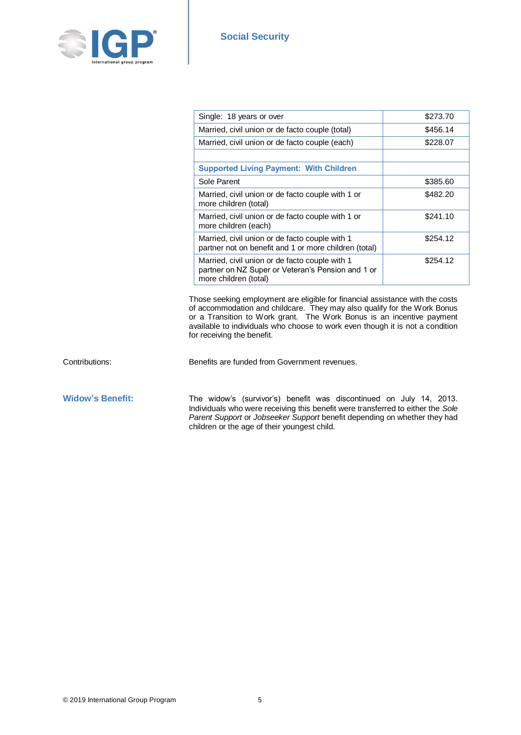| Single: 18 years or over | $273.70 |
|---|---|
| Married, civil union or de facto couple (total) | $456.14 |
| Married, civil union or de facto couple (each) | $228.07 |
| | |
| **Supported Living Payment: With Children** | |
| Sole Parent | $385.60 |
| Married, civil union or de facto couple with 1 or more children (total) | $482.20 |
| Married, civil union or de facto couple with 1 or more children (each) | $241.10 |
| Married, civil union or de facto couple with 1 partner not on benefit and 1 or more children (total) | $254.12 |
| Married, civil union or de facto couple with 1 partner on NZ Super or Veteran's Pension and 1 or more children (total) | $254.12 |

Those seeking employment are eligible for financial assistance with the costs of accommodation and childcare. They may also qualify for the Work Bonus or a Transition to Work grant. The Work Bonus is an incentive payment available to individuals who choose to work even though it is not a condition for receiving the benefit.

Contributions: Benefits are funded from Government revenues.

**Widow's Benefit:**

The widow's (survivor's) benefit was discontinued on July 14, 2013. Individuals who were receiving this benefit were transferred to either the *Sole Parent Support* or *Jobseeker Support* benefit depending on whether they had children or the age of their youngest child.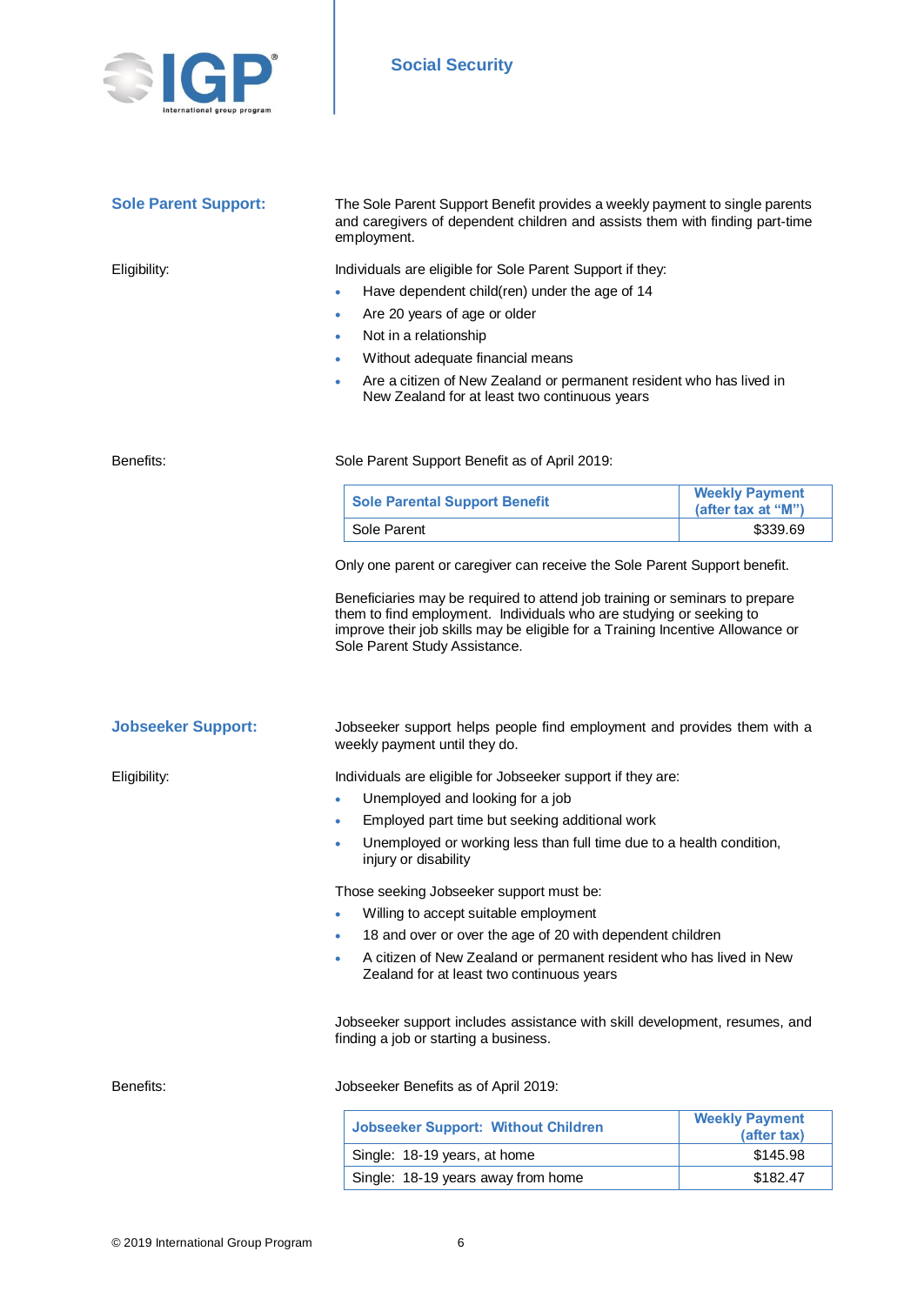## Sole Parent Support:

The Sole Parent Support Benefit provides a weekly payment to single parents and caregivers of dependent children and assists them with finding part-time employment.

Eligibility:

Individuals are eligible for Sole Parent Support if they:

- Have dependent child(ren) under the age of 14
- Are 20 years of age or older
- Not in a relationship
- Without adequate financial means
- Are a citizen of New Zealand or permanent resident who has lived in New Zealand for at least two continuous years

Benefits:

Sole Parent Support Benefit as of April 2019:

| Sole Parental Support Benefit | Weekly Payment (after tax at "M") |
|---|---|
| Sole Parent | $339.69 |

Only one parent or caregiver can receive the Sole Parent Support benefit.

Beneficiaries may be required to attend job training or seminars to prepare them to find employment. Individuals who are studying or seeking to improve their job skills may be eligible for a Training Incentive Allowance or Sole Parent Study Assistance.

## Jobseeker Support:

Jobseeker support helps people find employment and provides them with a weekly payment until they do.

Eligibility:

Individuals are eligible for Jobseeker support if they are:

- Unemployed and looking for a job
- Employed part time but seeking additional work
- Unemployed or working less than full time due to a health condition, injury or disability

Those seeking Jobseeker support must be:

- Willing to accept suitable employment
- 18 and over or over the age of 20 with dependent children
- A citizen of New Zealand or permanent resident who has lived in New Zealand for at least two continuous years

Jobseeker support includes assistance with skill development, resumes, and finding a job or starting a business.

Benefits:

Jobseeker Benefits as of April 2019:

| Jobseeker Support: Without Children | Weekly Payment (after tax) |
|---|---|
| Single: 18-19 years, at home | $145.98 |
| Single: 18-19 years away from home | $182.47 |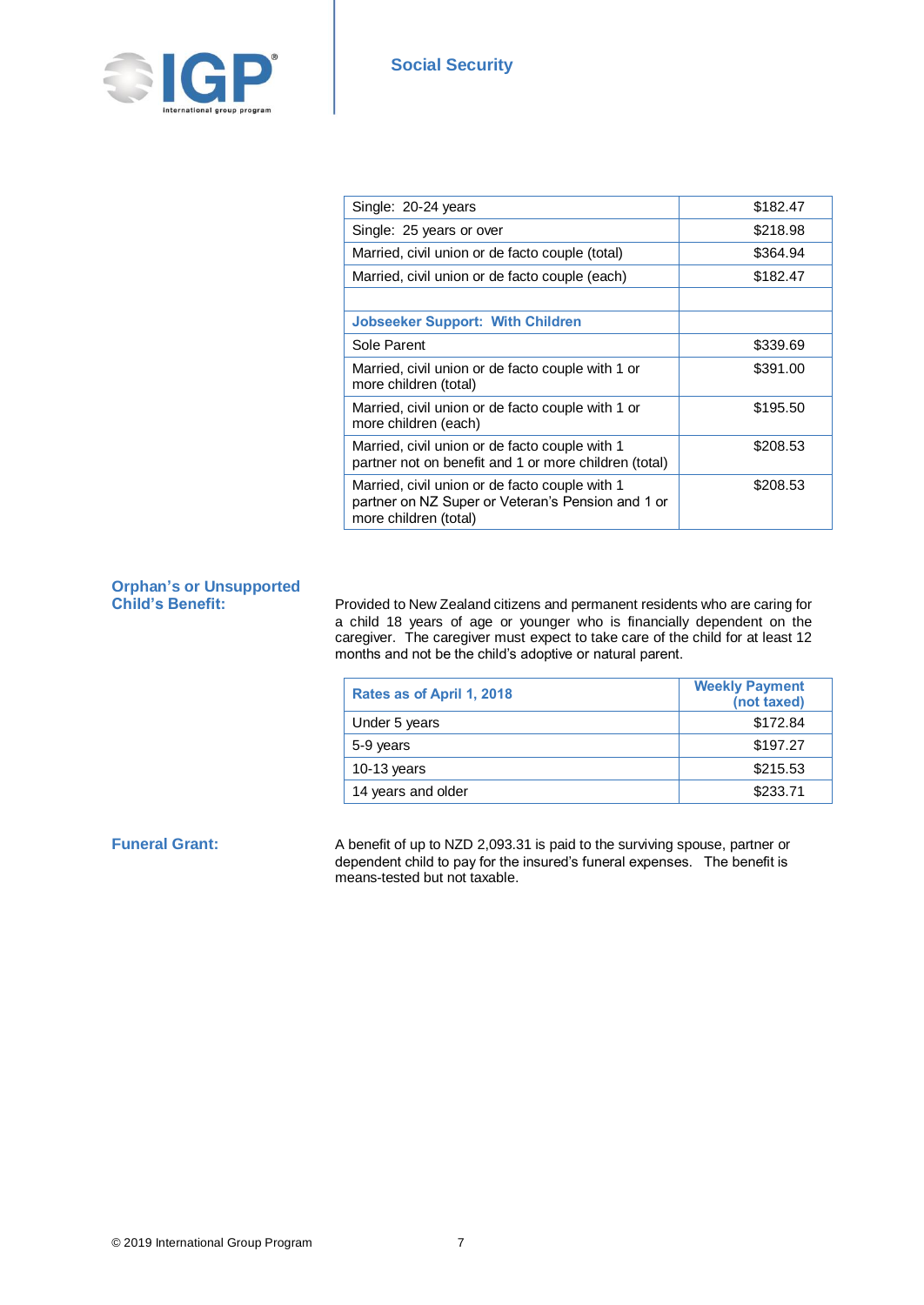| | |
|---|---|
| Single: 20-24 years | $182.47 |
| Single: 25 years or over | $218.98 |
| Married, civil union or de facto couple (total) | $364.94 |
| Married, civil union or de facto couple (each) | $182.47 |
| | |
| **Jobseeker Support: With Children** | |
| Sole Parent | $339.69 |
| Married, civil union or de facto couple with 1 or more children (total) | $391.00 |
| Married, civil union or de facto couple with 1 or more children (each) | $195.50 |
| Married, civil union or de facto couple with 1 partner not on benefit and 1 or more children (total) | $208.53 |
| Married, civil union or de facto couple with 1 partner on NZ Super or Veteran's Pension and 1 or more children (total) | $208.53 |

### Orphan's or Unsupported Child's Benefit:

Provided to New Zealand citizens and permanent residents who are caring for a child 18 years of age or younger who is financially dependent on the caregiver. The caregiver must expect to take care of the child for at least 12 months and not be the child's adoptive or natural parent.

| Rates as of April 1, 2018 | Weekly Payment (not taxed) |
|---|---|
| Under 5 years | $172.84 |
| 5-9 years | $197.27 |
| 10-13 years | $215.53 |
| 14 years and older | $233.71 |

### Funeral Grant:

A benefit of up to NZD 2,093.31 is paid to the surviving spouse, partner or dependent child to pay for the insured's funeral expenses. The benefit is means-tested but not taxable.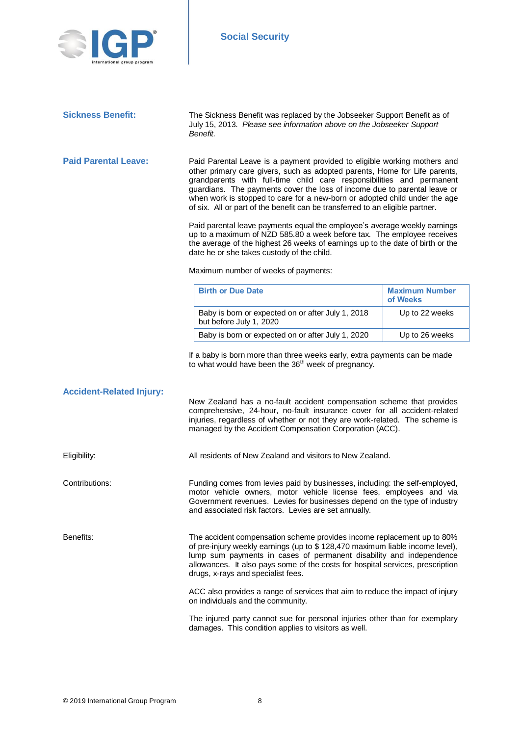## Sickness Benefit:

The Sickness Benefit was replaced by the Jobseeker Support Benefit as of July 15, 2013. *Please see information above on the Jobseeker Support Benefit.*

## Paid Parental Leave:

Paid Parental Leave is a payment provided to eligible working mothers and other primary care givers, such as adopted parents, Home for Life parents, grandparents with full-time child care responsibilities and permanent guardians. The payments cover the loss of income due to parental leave or when work is stopped to care for a new-born or adopted child under the age of six. All or part of the benefit can be transferred to an eligible partner.

Paid parental leave payments equal the employee's average weekly earnings up to a maximum of NZD 585.80 a week before tax. The employee receives the average of the highest 26 weeks of earnings up to the date of birth or the date he or she takes custody of the child.

Maximum number of weeks of payments:

| Birth or Due Date | Maximum Number of Weeks |
|---|---|
| Baby is born or expected on or after July 1, 2018 but before July 1, 2020 | Up to 22 weeks |
| Baby is born or expected on or after July 1, 2020 | Up to 26 weeks |

If a baby is born more than three weeks early, extra payments can be made to what would have been the 36th week of pregnancy.

## Accident-Related Injury:

New Zealand has a no-fault accident compensation scheme that provides comprehensive, 24-hour, no-fault insurance cover for all accident-related injuries, regardless of whether or not they are work-related. The scheme is managed by the Accident Compensation Corporation (ACC).

Eligibility:

All residents of New Zealand and visitors to New Zealand.

Contributions:

Funding comes from levies paid by businesses, including: the self-employed, motor vehicle owners, motor vehicle license fees, employees and via Government revenues. Levies for businesses depend on the type of industry and associated risk factors. Levies are set annually.

Benefits:

The accident compensation scheme provides income replacement up to 80% of pre-injury weekly earnings (up to $ 128,470 maximum liable income level), lump sum payments in cases of permanent disability and independence allowances. It also pays some of the costs for hospital services, prescription drugs, x-rays and specialist fees.

ACC also provides a range of services that aim to reduce the impact of injury on individuals and the community.

The injured party cannot sue for personal injuries other than for exemplary damages. This condition applies to visitors as well.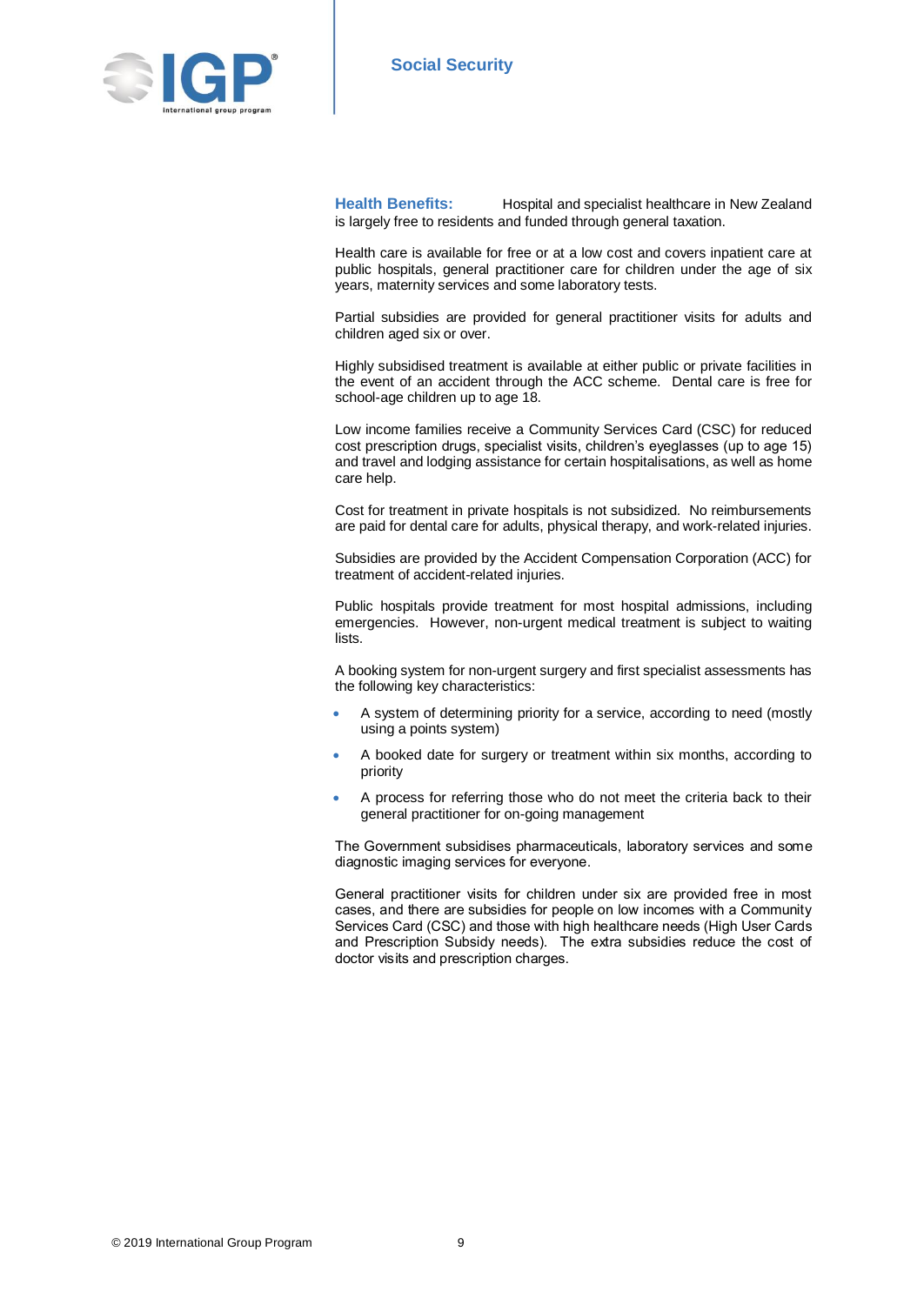**Health Benefits:** Hospital and specialist healthcare in New Zealand is largely free to residents and funded through general taxation.

Health care is available for free or at a low cost and covers inpatient care at public hospitals, general practitioner care for children under the age of six years, maternity services and some laboratory tests.

Partial subsidies are provided for general practitioner visits for adults and children aged six or over.

Highly subsidised treatment is available at either public or private facilities in the event of an accident through the ACC scheme. Dental care is free for school-age children up to age 18.

Low income families receive a Community Services Card (CSC) for reduced cost prescription drugs, specialist visits, children's eyeglasses (up to age 15) and travel and lodging assistance for certain hospitalisations, as well as home care help.

Cost for treatment in private hospitals is not subsidized. No reimbursements are paid for dental care for adults, physical therapy, and work-related injuries.

Subsidies are provided by the Accident Compensation Corporation (ACC) for treatment of accident-related injuries.

Public hospitals provide treatment for most hospital admissions, including emergencies. However, non-urgent medical treatment is subject to waiting lists.

A booking system for non-urgent surgery and first specialist assessments has the following key characteristics:

- A system of determining priority for a service, according to need (mostly using a points system)
- A booked date for surgery or treatment within six months, according to priority
- A process for referring those who do not meet the criteria back to their general practitioner for on-going management

The Government subsidises pharmaceuticals, laboratory services and some diagnostic imaging services for everyone.

General practitioner visits for children under six are provided free in most cases, and there are subsidies for people on low incomes with a Community Services Card (CSC) and those with high healthcare needs (High User Cards and Prescription Subsidy needs). The extra subsidies reduce the cost of doctor visits and prescription charges.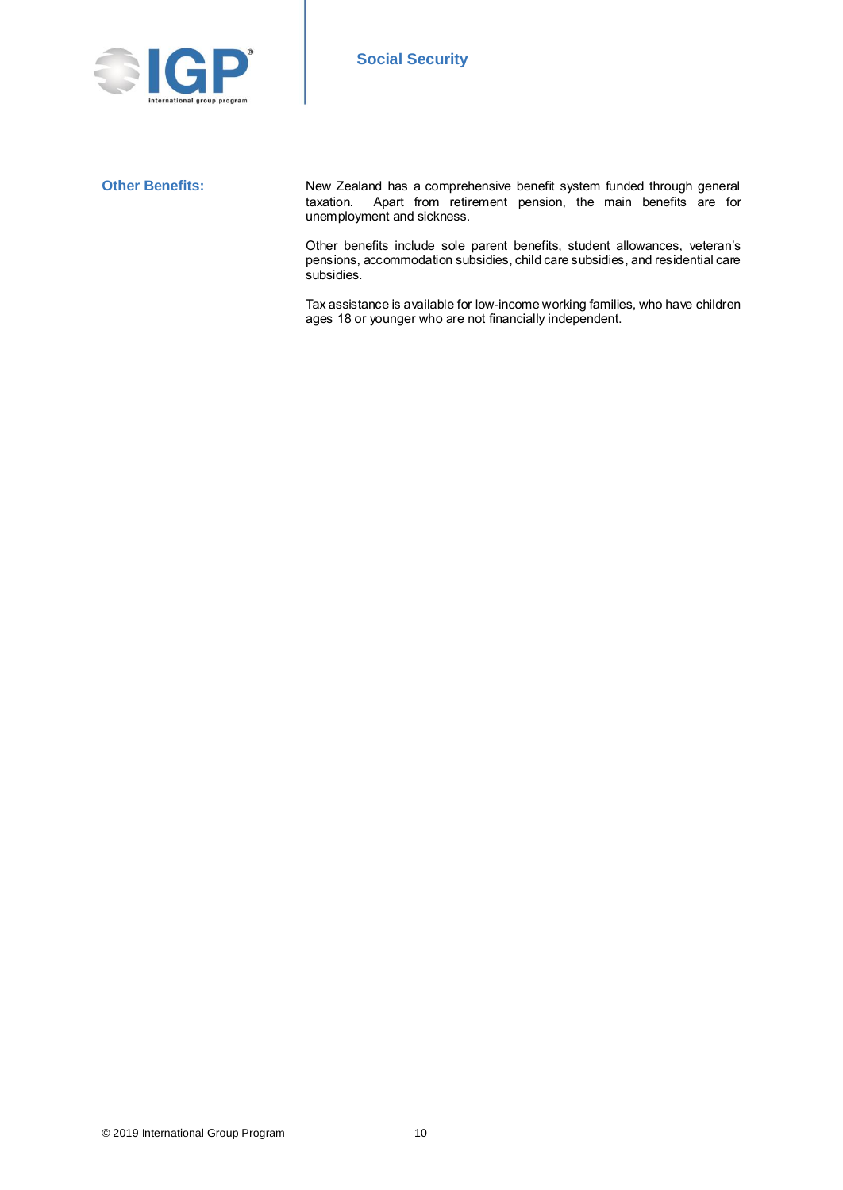## Other Benefits:

New Zealand has a comprehensive benefit system funded through general taxation. Apart from retirement pension, the main benefits are for unemployment and sickness.

Other benefits include sole parent benefits, student allowances, veteran's pensions, accommodation subsidies, child care subsidies, and residential care subsidies.

Tax assistance is available for low-income working families, who have children ages 18 or younger who are not financially independent.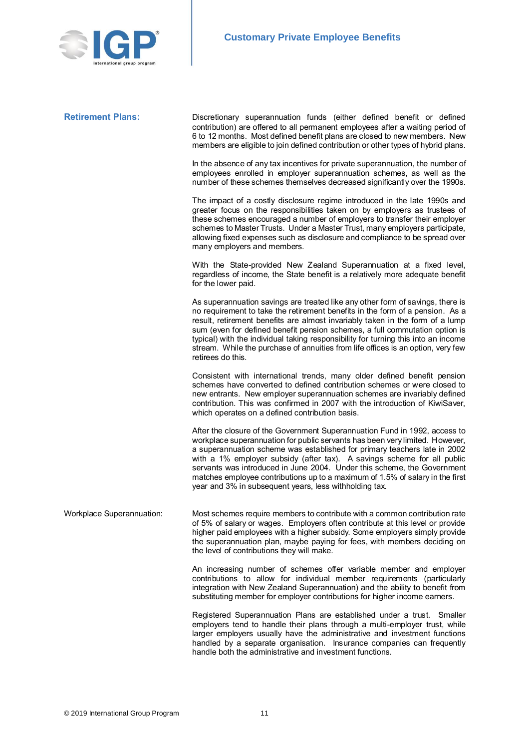## Retirement Plans:

Discretionary superannuation funds (either defined benefit or defined contribution) are offered to all permanent employees after a waiting period of 6 to 12 months. Most defined benefit plans are closed to new members. New members are eligible to join defined contribution or other types of hybrid plans.

In the absence of any tax incentives for private superannuation, the number of employees enrolled in employer superannuation schemes, as well as the number of these schemes themselves decreased significantly over the 1990s.

The impact of a costly disclosure regime introduced in the late 1990s and greater focus on the responsibilities taken on by employers as trustees of these schemes encouraged a number of employers to transfer their employer schemes to Master Trusts. Under a Master Trust, many employers participate, allowing fixed expenses such as disclosure and compliance to be spread over many employers and members.

With the State-provided New Zealand Superannuation at a fixed level, regardless of income, the State benefit is a relatively more adequate benefit for the lower paid.

As superannuation savings are treated like any other form of savings, there is no requirement to take the retirement benefits in the form of a pension. As a result, retirement benefits are almost invariably taken in the form of a lump sum (even for defined benefit pension schemes, a full commutation option is typical) with the individual taking responsibility for turning this into an income stream. While the purchase of annuities from life offices is an option, very few retirees do this.

Consistent with international trends, many older defined benefit pension schemes have converted to defined contribution schemes or were closed to new entrants. New employer superannuation schemes are invariably defined contribution. This was confirmed in 2007 with the introduction of KiwiSaver, which operates on a defined contribution basis.

After the closure of the Government Superannuation Fund in 1992, access to workplace superannuation for public servants has been very limited. However, a superannuation scheme was established for primary teachers late in 2002 with a 1% employer subsidy (after tax). A savings scheme for all public servants was introduced in June 2004. Under this scheme, the Government matches employee contributions up to a maximum of 1.5% of salary in the first year and 3% in subsequent years, less withholding tax.

### Workplace Superannuation:

Most schemes require members to contribute with a common contribution rate of 5% of salary or wages. Employers often contribute at this level or provide higher paid employees with a higher subsidy. Some employers simply provide the superannuation plan, maybe paying for fees, with members deciding on the level of contributions they will make.

An increasing number of schemes offer variable member and employer contributions to allow for individual member requirements (particularly integration with New Zealand Superannuation) and the ability to benefit from substituting member for employer contributions for higher income earners.

Registered Superannuation Plans are established under a trust. Smaller employers tend to handle their plans through a multi-employer trust, while larger employers usually have the administrative and investment functions handled by a separate organisation. Insurance companies can frequently handle both the administrative and investment functions.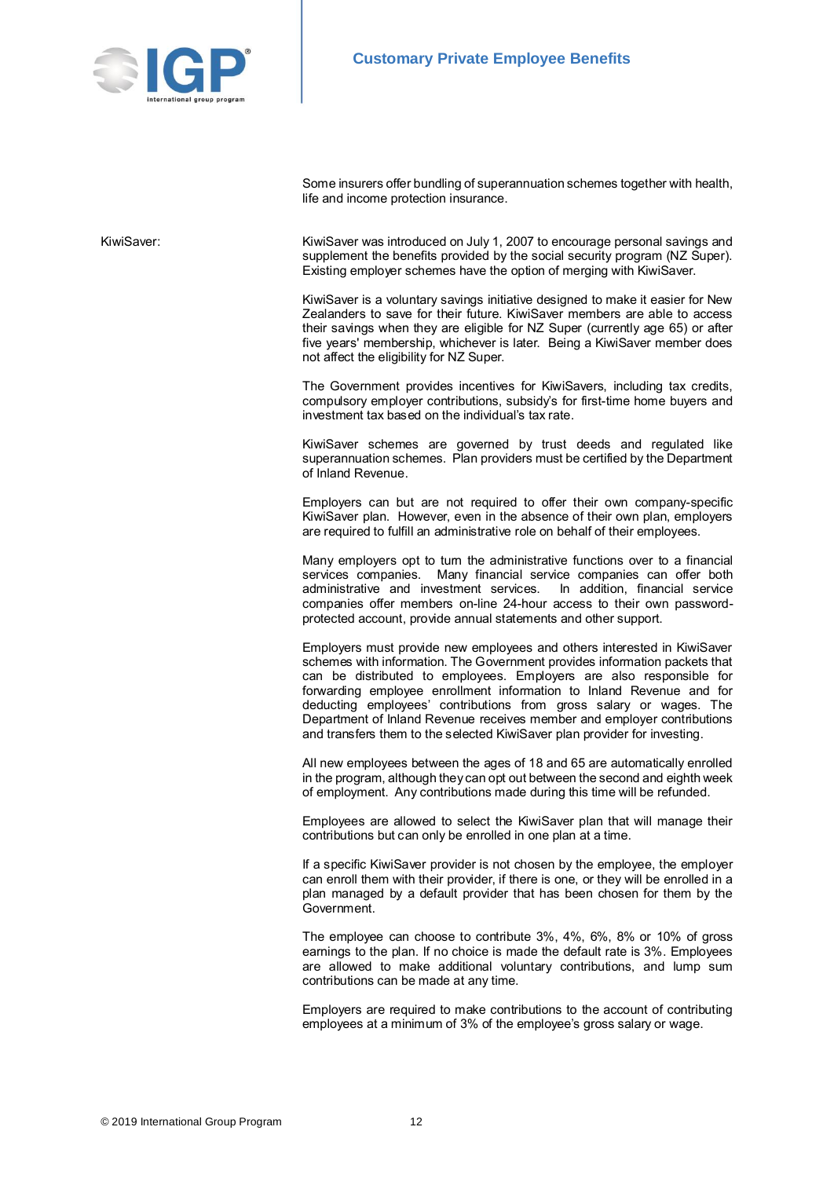Some insurers offer bundling of superannuation schemes together with health, life and income protection insurance.

**KiwiSaver:**

KiwiSaver was introduced on July 1, 2007 to encourage personal savings and supplement the benefits provided by the social security program (NZ Super). Existing employer schemes have the option of merging with KiwiSaver.

KiwiSaver is a voluntary savings initiative designed to make it easier for New Zealanders to save for their future. KiwiSaver members are able to access their savings when they are eligible for NZ Super (currently age 65) or after five years' membership, whichever is later. Being a KiwiSaver member does not affect the eligibility for NZ Super.

The Government provides incentives for KiwiSavers, including tax credits, compulsory employer contributions, subsidy's for first-time home buyers and investment tax based on the individual's tax rate.

KiwiSaver schemes are governed by trust deeds and regulated like superannuation schemes. Plan providers must be certified by the Department of Inland Revenue.

Employers can but are not required to offer their own company-specific KiwiSaver plan. However, even in the absence of their own plan, employers are required to fulfill an administrative role on behalf of their employees.

Many employers opt to turn the administrative functions over to a financial services companies. Many financial service companies can offer both administrative and investment services. In addition, financial service companies offer members on-line 24-hour access to their own password-protected account, provide annual statements and other support.

Employers must provide new employees and others interested in KiwiSaver schemes with information. The Government provides information packets that can be distributed to employees. Employers are also responsible for forwarding employee enrollment information to Inland Revenue and for deducting employees' contributions from gross salary or wages. The Department of Inland Revenue receives member and employer contributions and transfers them to the selected KiwiSaver plan provider for investing.

All new employees between the ages of 18 and 65 are automatically enrolled in the program, although they can opt out between the second and eighth week of employment. Any contributions made during this time will be refunded.

Employees are allowed to select the KiwiSaver plan that will manage their contributions but can only be enrolled in one plan at a time.

If a specific KiwiSaver provider is not chosen by the employee, the employer can enroll them with their provider, if there is one, or they will be enrolled in a plan managed by a default provider that has been chosen for them by the Government.

The employee can choose to contribute 3%, 4%, 6%, 8% or 10% of gross earnings to the plan. If no choice is made the default rate is 3%. Employees are allowed to make additional voluntary contributions, and lump sum contributions can be made at any time.

Employers are required to make contributions to the account of contributing employees at a minimum of 3% of the employee's gross salary or wage.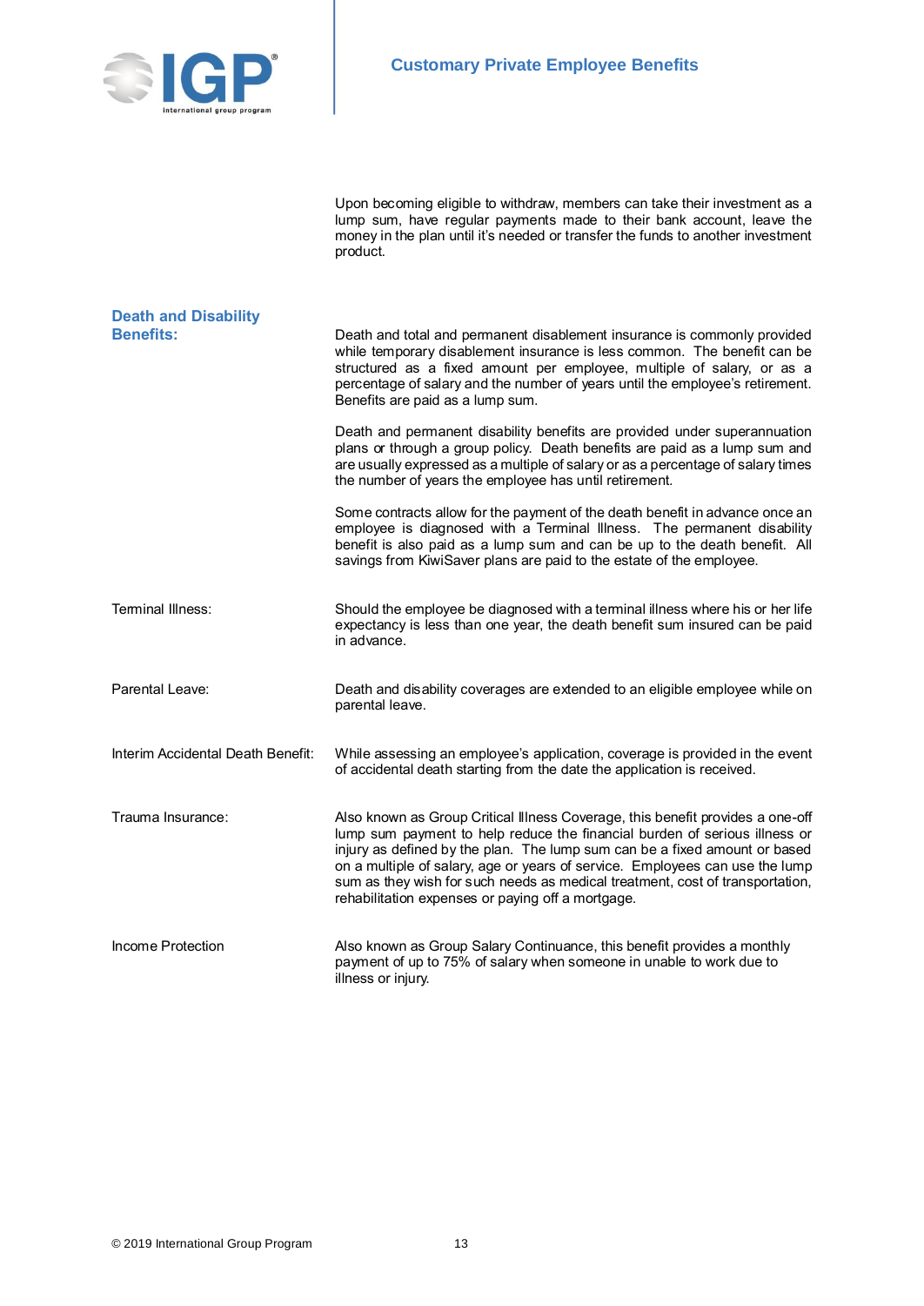Upon becoming eligible to withdraw, members can take their investment as a lump sum, have regular payments made to their bank account, leave the money in the plan until it's needed or transfer the funds to another investment product.

## Death and Disability Benefits:

Death and total and permanent disablement insurance is commonly provided while temporary disablement insurance is less common. The benefit can be structured as a fixed amount per employee, multiple of salary, or as a percentage of salary and the number of years until the employee's retirement. Benefits are paid as a lump sum.

Death and permanent disability benefits are provided under superannuation plans or through a group policy. Death benefits are paid as a lump sum and are usually expressed as a multiple of salary or as a percentage of salary times the number of years the employee has until retirement.

Some contracts allow for the payment of the death benefit in advance once an employee is diagnosed with a Terminal Illness. The permanent disability benefit is also paid as a lump sum and can be up to the death benefit. All savings from KiwiSaver plans are paid to the estate of the employee.

**Terminal Illness:**

Should the employee be diagnosed with a terminal illness where his or her life expectancy is less than one year, the death benefit sum insured can be paid in advance.

**Parental Leave:**

Death and disability coverages are extended to an eligible employee while on parental leave.

**Interim Accidental Death Benefit:**

While assessing an employee's application, coverage is provided in the event of accidental death starting from the date the application is received.

**Trauma Insurance:**

Also known as Group Critical Illness Coverage, this benefit provides a one-off lump sum payment to help reduce the financial burden of serious illness or injury as defined by the plan. The lump sum can be a fixed amount or based on a multiple of salary, age or years of service. Employees can use the lump sum as they wish for such needs as medical treatment, cost of transportation, rehabilitation expenses or paying off a mortgage.

**Income Protection**

Also known as Group Salary Continuance, this benefit provides a monthly payment of up to 75% of salary when someone in unable to work due to illness or injury.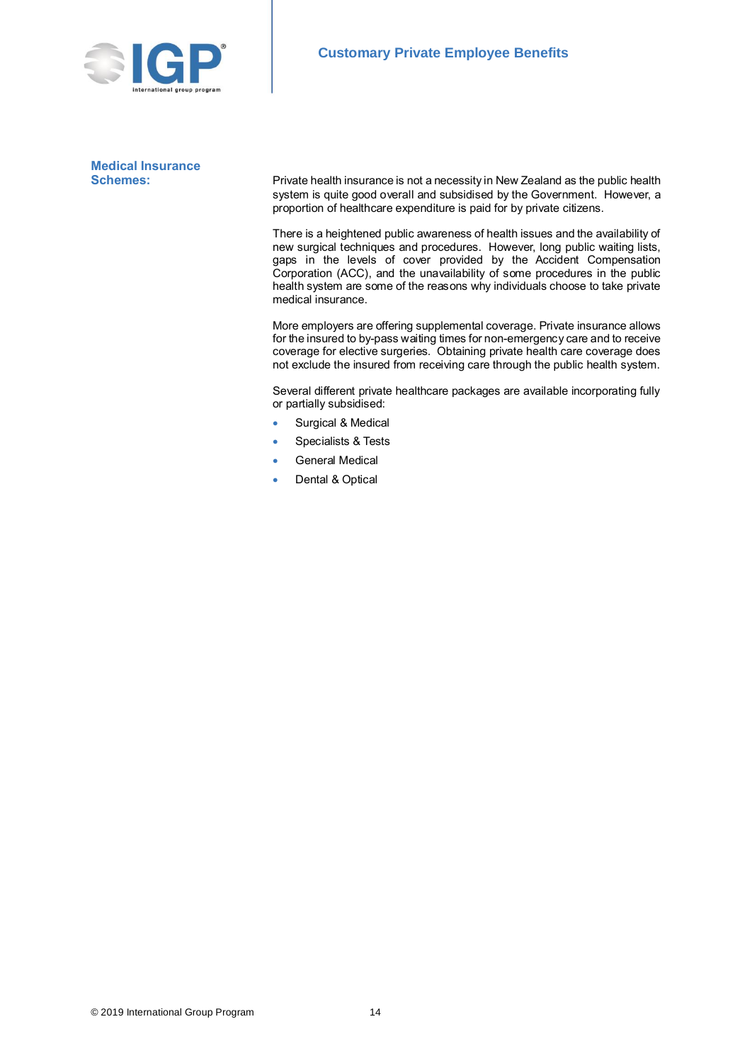## Medical Insurance Schemes:

Private health insurance is not a necessity in New Zealand as the public health system is quite good overall and subsidised by the Government. However, a proportion of healthcare expenditure is paid for by private citizens.

There is a heightened public awareness of health issues and the availability of new surgical techniques and procedures. However, long public waiting lists, gaps in the levels of cover provided by the Accident Compensation Corporation (ACC), and the unavailability of some procedures in the public health system are some of the reasons why individuals choose to take private medical insurance.

More employers are offering supplemental coverage. Private insurance allows for the insured to by-pass waiting times for non-emergency care and to receive coverage for elective surgeries. Obtaining private health care coverage does not exclude the insured from receiving care through the public health system.

Several different private healthcare packages are available incorporating fully or partially subsidised:

- Surgical & Medical
- Specialists & Tests
- General Medical
- Dental & Optical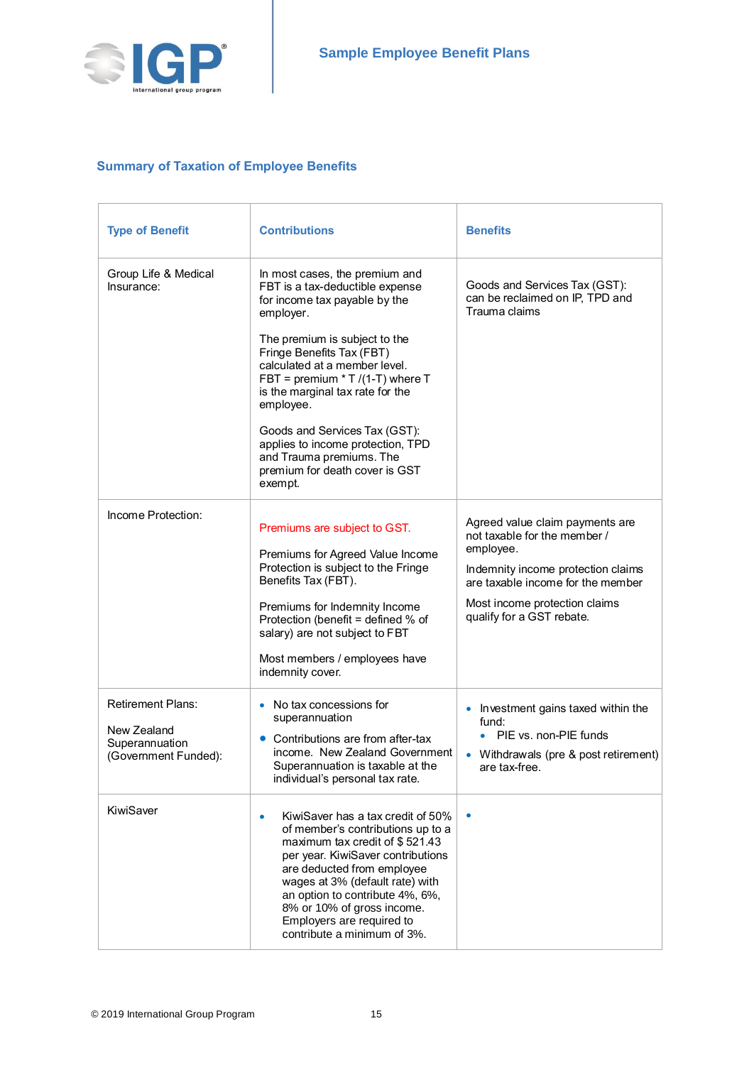## Summary of Taxation of Employee Benefits

| Type of Benefit | Contributions | Benefits |
|---|---|---|
| Group Life & Medical Insurance: | In most cases, the premium and FBT is a tax-deductible expense for income tax payable by the employer.<br><br>The premium is subject to the Fringe Benefits Tax (FBT) calculated at a member level. FBT = premium * T /(1-T) where T is the marginal tax rate for the employee.<br><br>Goods and Services Tax (GST): applies to income protection, TPD and Trauma premiums. The premium for death cover is GST exempt. | Goods and Services Tax (GST): can be reclaimed on IP, TPD and Trauma claims |
| Income Protection: | Premiums are subject to GST.<br><br>Premiums for Agreed Value Income Protection is subject to the Fringe Benefits Tax (FBT).<br><br>Premiums for Indemnity Income Protection (benefit = defined % of salary) are not subject to FBT<br><br>Most members / employees have indemnity cover. | Agreed value claim payments are not taxable for the member / employee.<br><br>Indemnity income protection claims are taxable income for the member<br><br>Most income protection claims qualify for a GST rebate. |
| Retirement Plans:<br><br>New Zealand Superannuation (Government Funded): | • No tax concessions for superannuation<br>• Contributions are from after-tax income. New Zealand Government Superannuation is taxable at the individual's personal tax rate. | • Investment gains taxed within the fund:<br>&nbsp;&nbsp;• PIE vs. non-PIE funds<br>• Withdrawals (pre & post retirement) are tax-free. |
| KiwiSaver | • KiwiSaver has a tax credit of 50% of member's contributions up to a maximum tax credit of $ 521.43 per year. KiwiSaver contributions are deducted from employee wages at 3% (default rate) with an option to contribute 4%, 6%, 8% or 10% of gross income. Employers are required to contribute a minimum of 3%. | • |

© 2019 International Group Program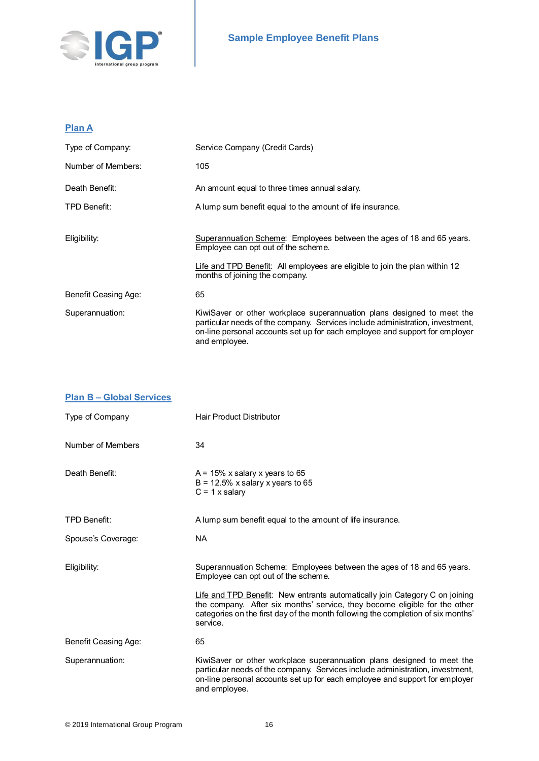## Plan A

| | |
|---|---|
| Type of Company: | Service Company (Credit Cards) |
| Number of Members: | 105 |
| Death Benefit: | An amount equal to three times annual salary. |
| TPD Benefit: | A lump sum benefit equal to the amount of life insurance. |
| Eligibility: | Superannuation Scheme: Employees between the ages of 18 and 65 years. Employee can opt out of the scheme.<br><br>Life and TPD Benefit: All employees are eligible to join the plan within 12 months of joining the company. |
| Benefit Ceasing Age: | 65 |
| Superannuation: | KiwiSaver or other workplace superannuation plans designed to meet the particular needs of the company. Services include administration, investment, on-line personal accounts set up for each employee and support for employer and employee. |

## Plan B – Global Services

| | |
|---|---|
| Type of Company | Hair Product Distributor |
| Number of Members | 34 |
| Death Benefit: | A = 15% x salary x years to 65<br>B = 12.5% x salary x years to 65<br>C = 1 x salary |
| TPD Benefit: | A lump sum benefit equal to the amount of life insurance. |
| Spouse's Coverage: | NA |
| Eligibility: | Superannuation Scheme: Employees between the ages of 18 and 65 years. Employee can opt out of the scheme.<br><br>Life and TPD Benefit: New entrants automatically join Category C on joining the company. After six months' service, they become eligible for the other categories on the first day of the month following the completion of six months' service. |
| Benefit Ceasing Age: | 65 |
| Superannuation: | KiwiSaver or other workplace superannuation plans designed to meet the particular needs of the company. Services include administration, investment, on-line personal accounts set up for each employee and support for employer and employee. |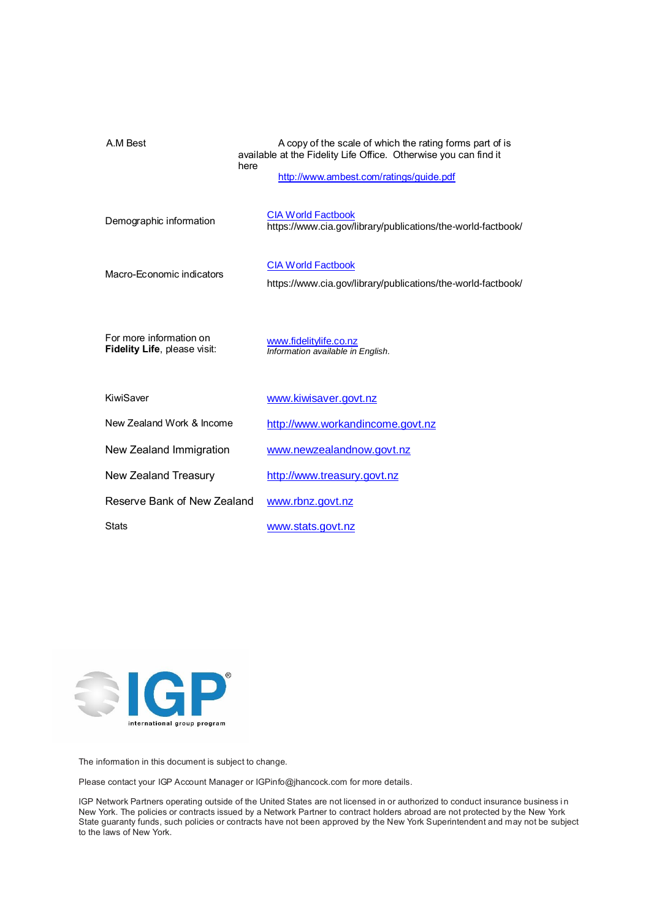| | |
|---|---|
| A.M Best | A copy of the scale of which the rating forms part of is available at the Fidelity Life Office. Otherwise you can find it here http://www.ambest.com/ratings/guide.pdf |
| Demographic information | CIA World Factbook https://www.cia.gov/library/publications/the-world-factbook/ |
| Macro-Economic indicators | CIA World Factbook https://www.cia.gov/library/publications/the-world-factbook/ |
| For more information on **Fidelity Life**, please visit: | www.fidelitylife.co.nz *Information available in English.* |
| KiwiSaver | www.kiwisaver.govt.nz |
| New Zealand Work & Income | http://www.workandincome.govt.nz |
| New Zealand Immigration | www.newzealandnow.govt.nz |
| New Zealand Treasury | http://www.treasury.govt.nz |
| Reserve Bank of New Zealand | www.rbnz.govt.nz |
| Stats | www.stats.govt.nz |

IGP® international group program

The information in this document is subject to change.

Please contact your IGP Account Manager or IGPinfo@jhancock.com for more details.

IGP Network Partners operating outside of the United States are not licensed in or authorized to conduct insurance business in New York. The policies or contracts issued by a Network Partner to contract holders abroad are not protected by the New York State guaranty funds, such policies or contracts have not been approved by the New York Superintendent and may not be subject to the laws of New York.